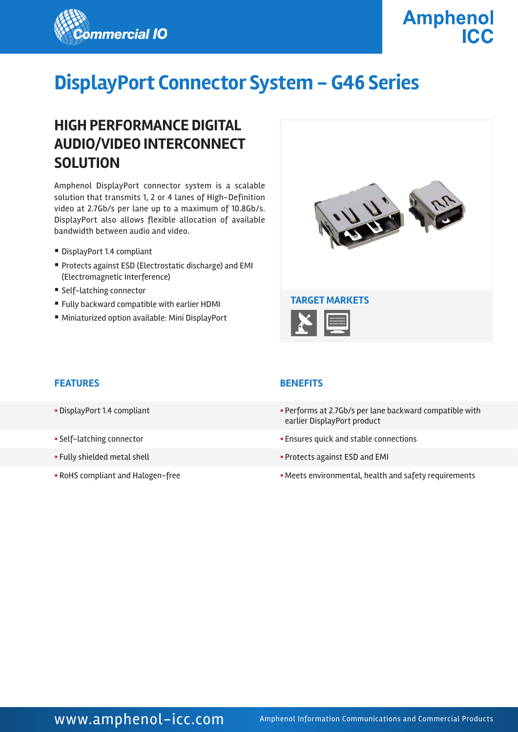# DisplayPort Connector System – G46 Series

## HIGH PERFORMANCE DIGITAL AUDIO/VIDEO INTERCONNECT SOLUTION

Amphenol DisplayPort connector system is a scalable solution that transmits 1, 2 or 4 lanes of High-Definition video at 2.7Gb/s per lane up to a maximum of 10.8Gb/s. DisplayPort also allows flexible allocation of available bandwidth between audio and video.

- DisplayPort 1.4 compliant
- Protects against ESD (Electrostatic discharge) and EMI (Electromagnetic Interference)
- Self-latching connector
- Fully backward compatible with earlier HDMI
- Miniaturized option available: Mini DisplayPort

### TARGET MARKETS

| FEATURES | BENEFITS |
| --- | --- |
| DisplayPort 1.4 compliant | Performs at 2.7Gb/s per lane backward compatible with earlier DisplayPort product |
| Self-latching connector | Ensures quick and stable connections |
| Fully shielded metal shell | Protects against ESD and EMI |
| RoHS compliant and Halogen-free | Meets environmental, health and safety requirements |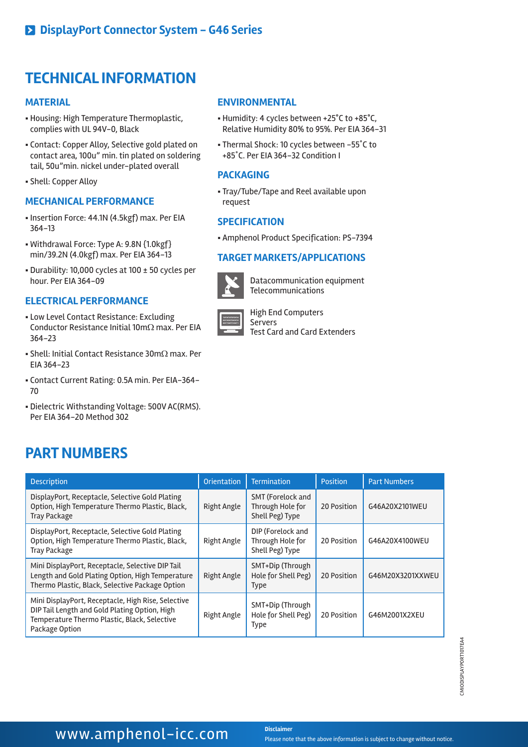# DisplayPort Connector System – G46 Series

## TECHNICAL INFORMATION

### MATERIAL

- Housing: High Temperature Thermoplastic, complies with UL 94V-0, Black
- Contact: Copper Alloy, Selective gold plated on contact area, 100u" min. tin plated on soldering tail, 50u"min. nickel under-plated overall
- Shell: Copper Alloy

### MECHANICAL PERFORMANCE

- Insertion Force: 44.1N (4.5kgf) max. Per EIA 364-13
- Withdrawal Force: Type A: 9.8N (1.0kgf) min/39.2N (4.0kgf) max. Per EIA 364-13
- Durability: 10,000 cycles at 100 ± 50 cycles per hour. Per EIA 364-09

### ELECTRICAL PERFORMANCE

- Low Level Contact Resistance: Excluding Conductor Resistance Initial 10mΩ max. Per EIA 364-23
- Shell: Initial Contact Resistance 30mΩ max. Per EIA 364-23
- Contact Current Rating: 0.5A min. Per EIA-364-70
- Dielectric Withstanding Voltage: 500V AC(RMS). Per EIA 364-20 Method 302

### ENVIRONMENTAL

- Humidity: 4 cycles between +25˚C to +85˚C, Relative Humidity 80% to 95%. Per EIA 364-31
- Thermal Shock: 10 cycles between -55˚C to +85˚C. Per EIA 364-32 Condition I

### PACKAGING

- Tray/Tube/Tape and Reel available upon request

### SPECIFICATION

- Amphenol Product Specification: PS-7394

### TARGET MARKETS/APPLICATIONS

Datacommunication equipment
Telecommunications

High End Computers
Servers
Test Card and Card Extenders

## PART NUMBERS

| Description | Orientation | Termination | Position | Part Numbers |
|---|---|---|---|---|
| DisplayPort, Receptacle, Selective Gold Plating Option, High Temperature Thermo Plastic, Black, Tray Package | Right Angle | SMT (Forelock and Through Hole for Shell Peg) Type | 20 Position | G46A20X2101WEU |
| DisplayPort, Receptacle, Selective Gold Plating Option, High Temperature Thermo Plastic, Black, Tray Package | Right Angle | DIP (Forelock and Through Hole for Shell Peg) Type | 20 Position | G46A20X4100WEU |
| Mini DisplayPort, Receptacle, Selective DIP Tail Length and Gold Plating Option, High Temperature Thermo Plastic, Black, Selective Package Option | Right Angle | SMT+Dip (Through Hole for Shell Peg) Type | 20 Position | G46M20X3201XXWEU |
| Mini DisplayPort, Receptacle, High Rise, Selective DIP Tail Length and Gold Plating Option, High Temperature Thermo Plastic, Black, Selective Package Option | Right Angle | SMT+Dip (Through Hole for Shell Peg) Type | 20 Position | G46M2001X2XEU |

CMIODISPLAYPORT1017EA4

www.amphenol-icc.com

**Disclaimer**
Please note that the above information is subject to change without notice.